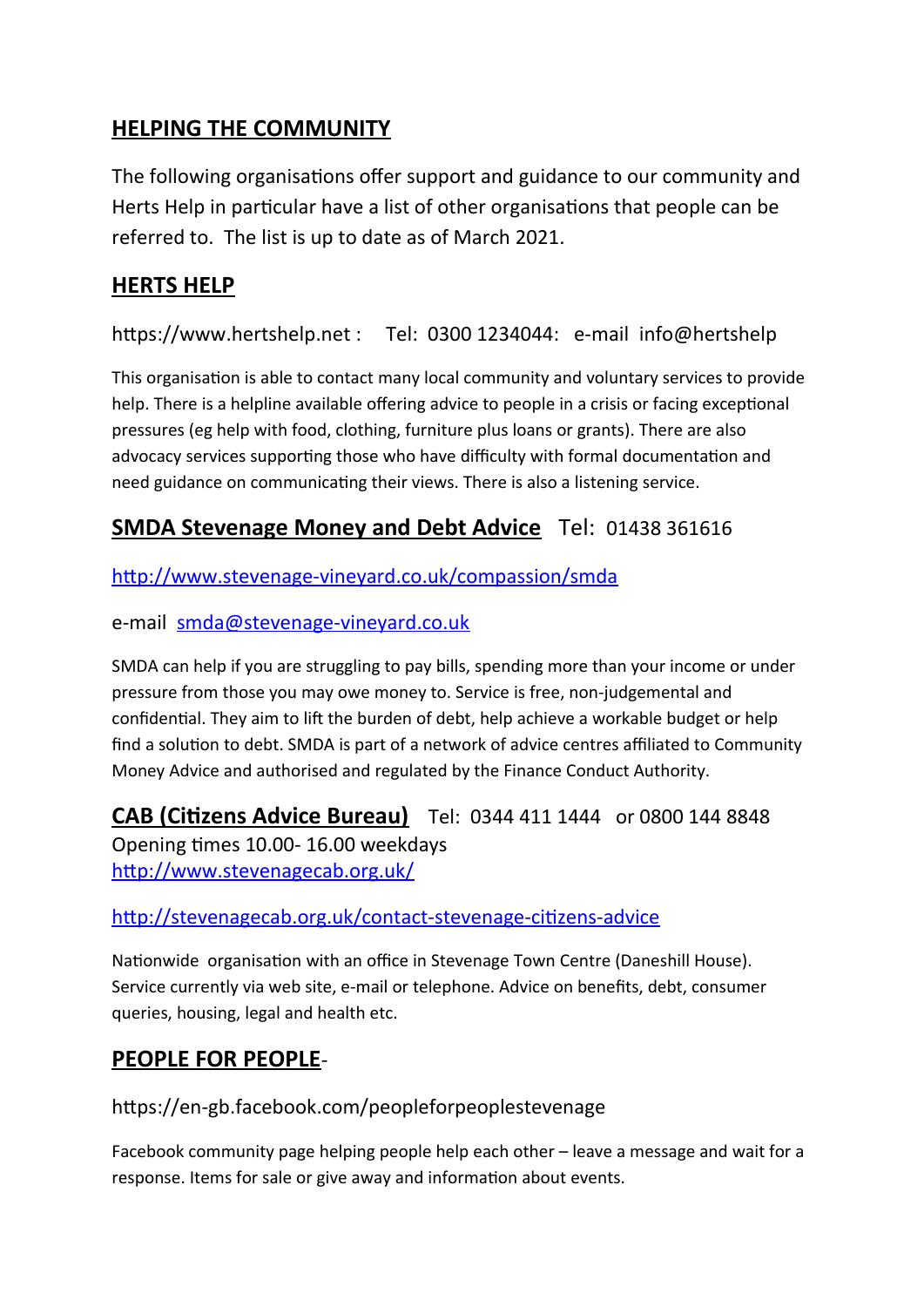## HELPING THE COMMUNITY

The following organisations offer support and guidance to our community and Herts Help in particular have a list of other organisations that people can be referred to. The list is up to date as of March 2021.

## HERTS HELP

https://www.hertshelp.net : Tel: 0300 1234044: e-mail info@hertshelp

This organisation is able to contact many local community and voluntary services to provide help. There is a helpline available offering advice to people in a crisis or facing exceptional pressures (eg help with food, clothing, furniture plus loans or grants). There are also advocacy services supporting those who have difficulty with formal documentation and need guidance on communicating their views. There is also a listening service.

## SMDA Stevenage Money and Debt Advice Tel: 01438 361616

http://www.stevenage-vineyard.co.uk/compassion/smda

e-mail smda@stevenage-vineyard.co.uk

SMDA can help if you are struggling to pay bills, spending more than your income or under pressure from those you may owe money to. Service is free, non-judgemental and confidential. They aim to lift the burden of debt, help achieve a workable budget or help find a solution to debt. SMDA is part of a network of advice centres affiliated to Community Money Advice and authorised and regulated by the Finance Conduct Authority.

## CAB (Citizens Advice Bureau) Tel: 0344 411 1444 or 0800 144 8848

Opening times 10.00- 16.00 weekdays
http://www.stevenagecab.org.uk/

http://stevenagecab.org.uk/contact-stevenage-citizens-advice

Nationwide organisation with an office in Stevenage Town Centre (Daneshill House). Service currently via web site, e-mail or telephone. Advice on benefits, debt, consumer queries, housing, legal and health etc.

## PEOPLE FOR PEOPLE-

https://en-gb.facebook.com/peopleforpeoplestevenage

Facebook community page helping people help each other – leave a message and wait for a response. Items for sale or give away and information about events.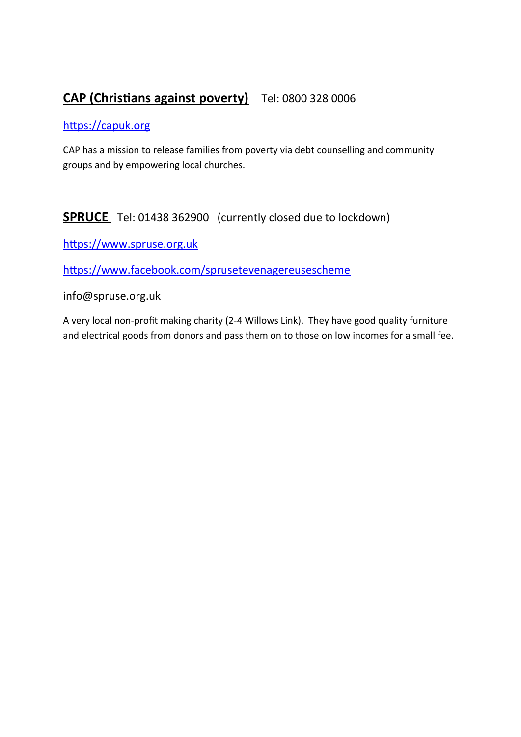**CAP (Christians against poverty)** Tel: 0800 328 0006

https://capuk.org

CAP has a mission to release families from poverty via debt counselling and community groups and by empowering local churches.

**SPRUCE** Tel: 01438 362900 (currently closed due to lockdown)

https://www.spruse.org.uk

https://www.facebook.com/sprusetevenagereusescheme

info@spruse.org.uk

A very local non-profit making charity (2-4 Willows Link). They have good quality furniture and electrical goods from donors and pass them on to those on low incomes for a small fee.